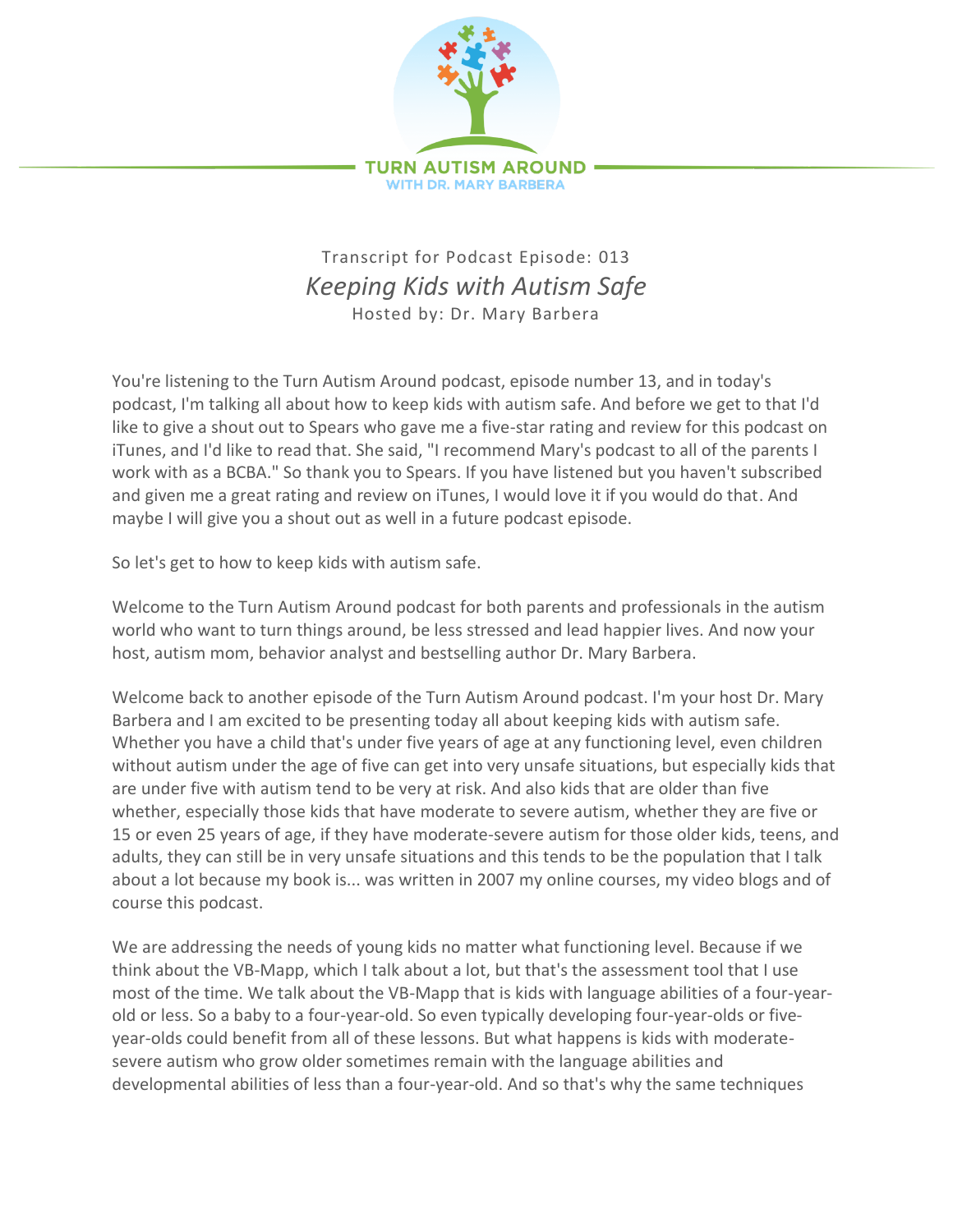TURN AUTISM AROUND
WITH DR. MARY BARBERA

Transcript for Podcast Episode: 013

# *Keeping Kids with Autism Safe*

Hosted by: Dr. Mary Barbera

You're listening to the Turn Autism Around podcast, episode number 13, and in today's podcast, I'm talking all about how to keep kids with autism safe. And before we get to that I'd like to give a shout out to Spears who gave me a five-star rating and review for this podcast on iTunes, and I'd like to read that. She said, "I recommend Mary's podcast to all of the parents I work with as a BCBA." So thank you to Spears. If you have listened but you haven't subscribed and given me a great rating and review on iTunes, I would love it if you would do that. And maybe I will give you a shout out as well in a future podcast episode.

So let's get to how to keep kids with autism safe.

Welcome to the Turn Autism Around podcast for both parents and professionals in the autism world who want to turn things around, be less stressed and lead happier lives. And now your host, autism mom, behavior analyst and bestselling author Dr. Mary Barbera.

Welcome back to another episode of the Turn Autism Around podcast. I'm your host Dr. Mary Barbera and I am excited to be presenting today all about keeping kids with autism safe. Whether you have a child that's under five years of age at any functioning level, even children without autism under the age of five can get into very unsafe situations, but especially kids that are under five with autism tend to be very at risk. And also kids that are older than five whether, especially those kids that have moderate to severe autism, whether they are five or 15 or even 25 years of age, if they have moderate-severe autism for those older kids, teens, and adults, they can still be in very unsafe situations and this tends to be the population that I talk about a lot because my book is... was written in 2007 my online courses, my video blogs and of course this podcast.

We are addressing the needs of young kids no matter what functioning level. Because if we think about the VB-Mapp, which I talk about a lot, but that's the assessment tool that I use most of the time. We talk about the VB-Mapp that is kids with language abilities of a four-year-old or less. So a baby to a four-year-old. So even typically developing four-year-olds or five-year-olds could benefit from all of these lessons. But what happens is kids with moderate-severe autism who grow older sometimes remain with the language abilities and developmental abilities of less than a four-year-old. And so that's why the same techniques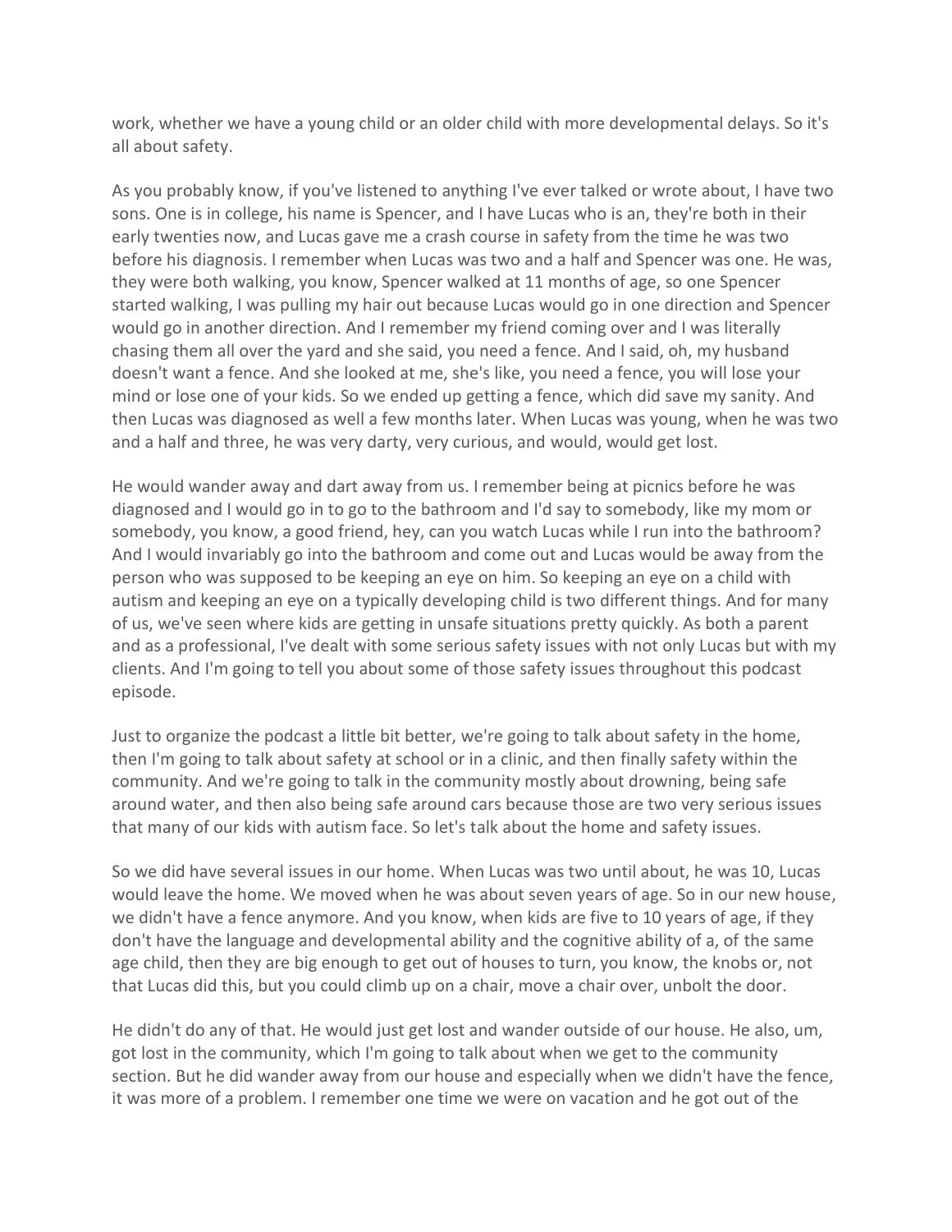work, whether we have a young child or an older child with more developmental delays. So it's all about safety.

As you probably know, if you've listened to anything I've ever talked or wrote about, I have two sons. One is in college, his name is Spencer, and I have Lucas who is an, they're both in their early twenties now, and Lucas gave me a crash course in safety from the time he was two before his diagnosis. I remember when Lucas was two and a half and Spencer was one. He was, they were both walking, you know, Spencer walked at 11 months of age, so one Spencer started walking, I was pulling my hair out because Lucas would go in one direction and Spencer would go in another direction. And I remember my friend coming over and I was literally chasing them all over the yard and she said, you need a fence. And I said, oh, my husband doesn't want a fence. And she looked at me, she's like, you need a fence, you will lose your mind or lose one of your kids. So we ended up getting a fence, which did save my sanity. And then Lucas was diagnosed as well a few months later. When Lucas was young, when he was two and a half and three, he was very darty, very curious, and would, would get lost.

He would wander away and dart away from us. I remember being at picnics before he was diagnosed and I would go in to go to the bathroom and I'd say to somebody, like my mom or somebody, you know, a good friend, hey, can you watch Lucas while I run into the bathroom? And I would invariably go into the bathroom and come out and Lucas would be away from the person who was supposed to be keeping an eye on him. So keeping an eye on a child with autism and keeping an eye on a typically developing child is two different things. And for many of us, we've seen where kids are getting in unsafe situations pretty quickly. As both a parent and as a professional, I've dealt with some serious safety issues with not only Lucas but with my clients. And I'm going to tell you about some of those safety issues throughout this podcast episode.

Just to organize the podcast a little bit better, we're going to talk about safety in the home, then I'm going to talk about safety at school or in a clinic, and then finally safety within the community. And we're going to talk in the community mostly about drowning, being safe around water, and then also being safe around cars because those are two very serious issues that many of our kids with autism face. So let's talk about the home and safety issues.

So we did have several issues in our home. When Lucas was two until about, he was 10, Lucas would leave the home. We moved when he was about seven years of age. So in our new house, we didn't have a fence anymore. And you know, when kids are five to 10 years of age, if they don't have the language and developmental ability and the cognitive ability of a, of the same age child, then they are big enough to get out of houses to turn, you know, the knobs or, not that Lucas did this, but you could climb up on a chair, move a chair over, unbolt the door.

He didn't do any of that. He would just get lost and wander outside of our house. He also, um, got lost in the community, which I'm going to talk about when we get to the community section. But he did wander away from our house and especially when we didn't have the fence, it was more of a problem. I remember one time we were on vacation and he got out of the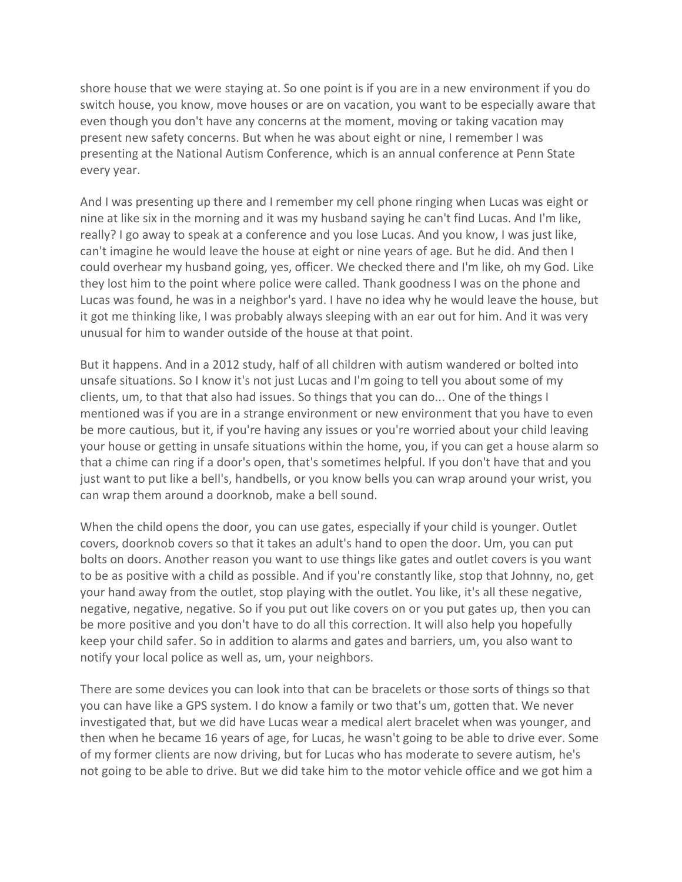shore house that we were staying at. So one point is if you are in a new environment if you do switch house, you know, move houses or are on vacation, you want to be especially aware that even though you don't have any concerns at the moment, moving or taking vacation may present new safety concerns. But when he was about eight or nine, I remember I was presenting at the National Autism Conference, which is an annual conference at Penn State every year.

And I was presenting up there and I remember my cell phone ringing when Lucas was eight or nine at like six in the morning and it was my husband saying he can't find Lucas. And I'm like, really? I go away to speak at a conference and you lose Lucas. And you know, I was just like, can't imagine he would leave the house at eight or nine years of age. But he did. And then I could overhear my husband going, yes, officer. We checked there and I'm like, oh my God. Like they lost him to the point where police were called. Thank goodness I was on the phone and Lucas was found, he was in a neighbor's yard. I have no idea why he would leave the house, but it got me thinking like, I was probably always sleeping with an ear out for him. And it was very unusual for him to wander outside of the house at that point.

But it happens. And in a 2012 study, half of all children with autism wandered or bolted into unsafe situations. So I know it's not just Lucas and I'm going to tell you about some of my clients, um, to that that also had issues. So things that you can do... One of the things I mentioned was if you are in a strange environment or new environment that you have to even be more cautious, but it, if you're having any issues or you're worried about your child leaving your house or getting in unsafe situations within the home, you, if you can get a house alarm so that a chime can ring if a door's open, that's sometimes helpful. If you don't have that and you just want to put like a bell's, handbells, or you know bells you can wrap around your wrist, you can wrap them around a doorknob, make a bell sound.

When the child opens the door, you can use gates, especially if your child is younger. Outlet covers, doorknob covers so that it takes an adult's hand to open the door. Um, you can put bolts on doors. Another reason you want to use things like gates and outlet covers is you want to be as positive with a child as possible. And if you're constantly like, stop that Johnny, no, get your hand away from the outlet, stop playing with the outlet. You like, it's all these negative, negative, negative, negative. So if you put out like covers on or you put gates up, then you can be more positive and you don't have to do all this correction. It will also help you hopefully keep your child safer. So in addition to alarms and gates and barriers, um, you also want to notify your local police as well as, um, your neighbors.

There are some devices you can look into that can be bracelets or those sorts of things so that you can have like a GPS system. I do know a family or two that's um, gotten that. We never investigated that, but we did have Lucas wear a medical alert bracelet when was younger, and then when he became 16 years of age, for Lucas, he wasn't going to be able to drive ever. Some of my former clients are now driving, but for Lucas who has moderate to severe autism, he's not going to be able to drive. But we did take him to the motor vehicle office and we got him a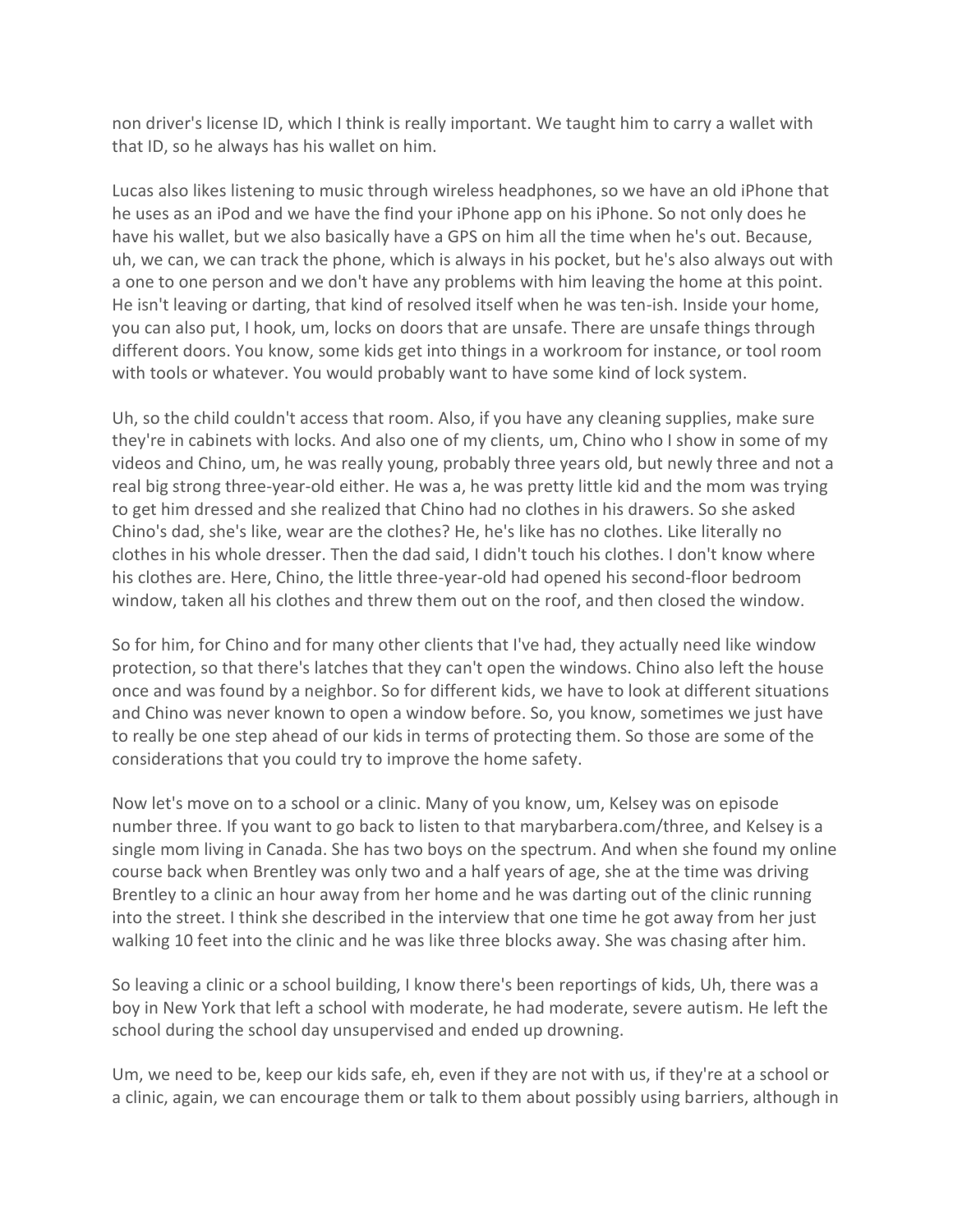non driver's license ID, which I think is really important. We taught him to carry a wallet with that ID, so he always has his wallet on him.

Lucas also likes listening to music through wireless headphones, so we have an old iPhone that he uses as an iPod and we have the find your iPhone app on his iPhone. So not only does he have his wallet, but we also basically have a GPS on him all the time when he's out. Because, uh, we can, we can track the phone, which is always in his pocket, but he's also always out with a one to one person and we don't have any problems with him leaving the home at this point. He isn't leaving or darting, that kind of resolved itself when he was ten-ish. Inside your home, you can also put, I hook, um, locks on doors that are unsafe. There are unsafe things through different doors. You know, some kids get into things in a workroom for instance, or tool room with tools or whatever. You would probably want to have some kind of lock system.

Uh, so the child couldn't access that room. Also, if you have any cleaning supplies, make sure they're in cabinets with locks. And also one of my clients, um, Chino who I show in some of my videos and Chino, um, he was really young, probably three years old, but newly three and not a real big strong three-year-old either. He was a, he was pretty little kid and the mom was trying to get him dressed and she realized that Chino had no clothes in his drawers. So she asked Chino's dad, she's like, wear are the clothes? He, he's like has no clothes. Like literally no clothes in his whole dresser. Then the dad said, I didn't touch his clothes. I don't know where his clothes are. Here, Chino, the little three-year-old had opened his second-floor bedroom window, taken all his clothes and threw them out on the roof, and then closed the window.

So for him, for Chino and for many other clients that I've had, they actually need like window protection, so that there's latches that they can't open the windows. Chino also left the house once and was found by a neighbor. So for different kids, we have to look at different situations and Chino was never known to open a window before. So, you know, sometimes we just have to really be one step ahead of our kids in terms of protecting them. So those are some of the considerations that you could try to improve the home safety.

Now let's move on to a school or a clinic. Many of you know, um, Kelsey was on episode number three. If you want to go back to listen to that marybarbera.com/three, and Kelsey is a single mom living in Canada. She has two boys on the spectrum. And when she found my online course back when Brentley was only two and a half years of age, she at the time was driving Brentley to a clinic an hour away from her home and he was darting out of the clinic running into the street. I think she described in the interview that one time he got away from her just walking 10 feet into the clinic and he was like three blocks away. She was chasing after him.

So leaving a clinic or a school building, I know there's been reportings of kids, Uh, there was a boy in New York that left a school with moderate, he had moderate, severe autism. He left the school during the school day unsupervised and ended up drowning.

Um, we need to be, keep our kids safe, eh, even if they are not with us, if they're at a school or a clinic, again, we can encourage them or talk to them about possibly using barriers, although in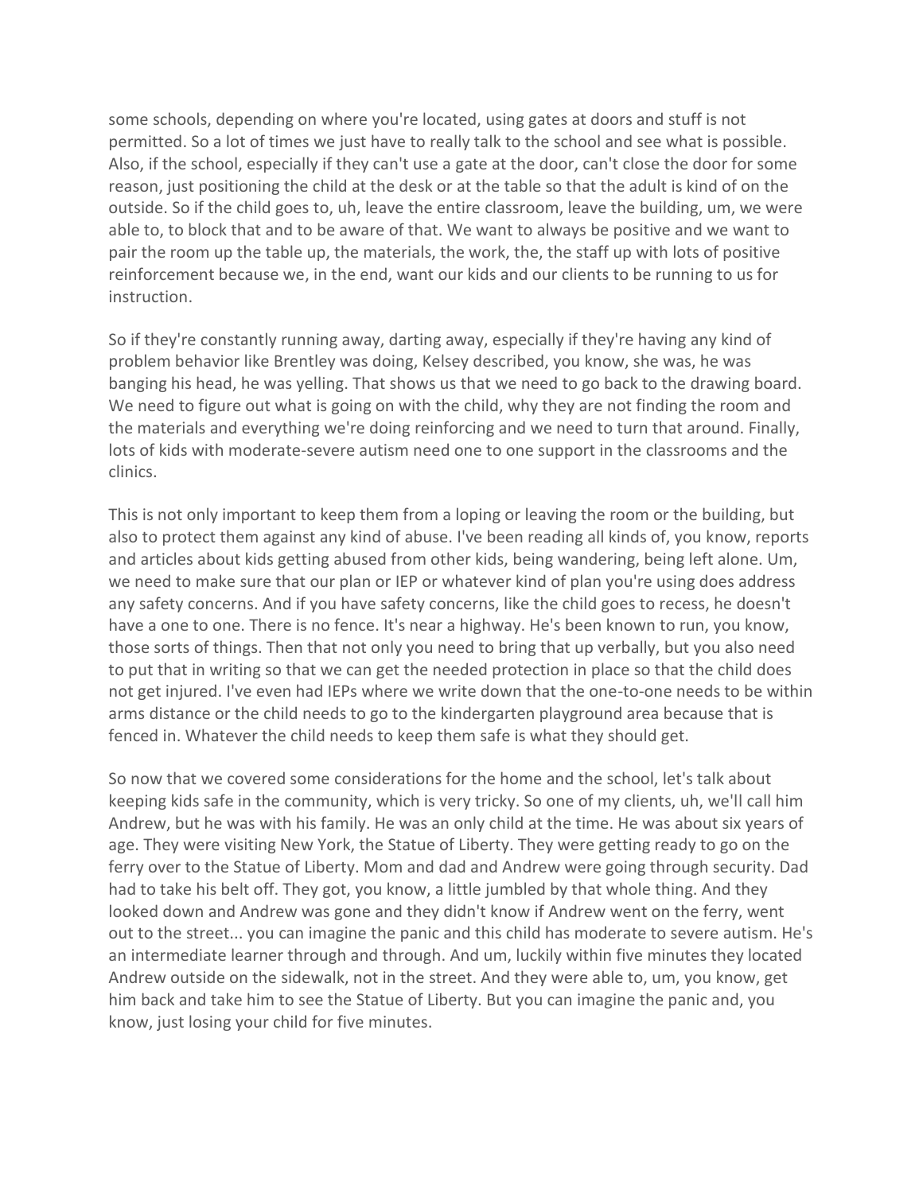some schools, depending on where you're located, using gates at doors and stuff is not permitted. So a lot of times we just have to really talk to the school and see what is possible. Also, if the school, especially if they can't use a gate at the door, can't close the door for some reason, just positioning the child at the desk or at the table so that the adult is kind of on the outside. So if the child goes to, uh, leave the entire classroom, leave the building, um, we were able to, to block that and to be aware of that. We want to always be positive and we want to pair the room up the table up, the materials, the work, the, the staff up with lots of positive reinforcement because we, in the end, want our kids and our clients to be running to us for instruction.

So if they're constantly running away, darting away, especially if they're having any kind of problem behavior like Brentley was doing, Kelsey described, you know, she was, he was banging his head, he was yelling. That shows us that we need to go back to the drawing board. We need to figure out what is going on with the child, why they are not finding the room and the materials and everything we're doing reinforcing and we need to turn that around. Finally, lots of kids with moderate-severe autism need one to one support in the classrooms and the clinics.

This is not only important to keep them from a loping or leaving the room or the building, but also to protect them against any kind of abuse. I've been reading all kinds of, you know, reports and articles about kids getting abused from other kids, being wandering, being left alone. Um, we need to make sure that our plan or IEP or whatever kind of plan you're using does address any safety concerns. And if you have safety concerns, like the child goes to recess, he doesn't have a one to one. There is no fence. It's near a highway. He's been known to run, you know, those sorts of things. Then that not only you need to bring that up verbally, but you also need to put that in writing so that we can get the needed protection in place so that the child does not get injured. I've even had IEPs where we write down that the one-to-one needs to be within arms distance or the child needs to go to the kindergarten playground area because that is fenced in. Whatever the child needs to keep them safe is what they should get.

So now that we covered some considerations for the home and the school, let's talk about keeping kids safe in the community, which is very tricky. So one of my clients, uh, we'll call him Andrew, but he was with his family. He was an only child at the time. He was about six years of age. They were visiting New York, the Statue of Liberty. They were getting ready to go on the ferry over to the Statue of Liberty. Mom and dad and Andrew were going through security. Dad had to take his belt off. They got, you know, a little jumbled by that whole thing. And they looked down and Andrew was gone and they didn't know if Andrew went on the ferry, went out to the street... you can imagine the panic and this child has moderate to severe autism. He's an intermediate learner through and through. And um, luckily within five minutes they located Andrew outside on the sidewalk, not in the street. And they were able to, um, you know, get him back and take him to see the Statue of Liberty. But you can imagine the panic and, you know, just losing your child for five minutes.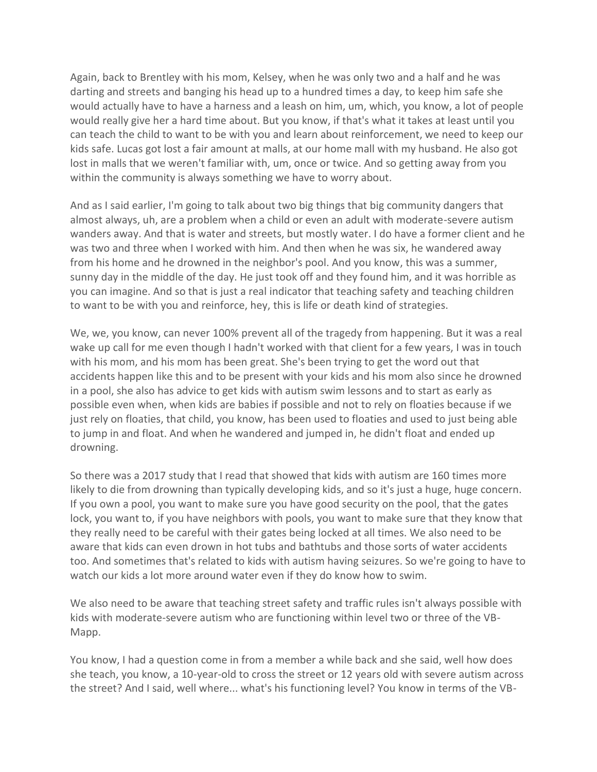Again, back to Brentley with his mom, Kelsey, when he was only two and a half and he was darting and streets and banging his head up to a hundred times a day, to keep him safe she would actually have to have a harness and a leash on him, um, which, you know, a lot of people would really give her a hard time about. But you know, if that's what it takes at least until you can teach the child to want to be with you and learn about reinforcement, we need to keep our kids safe. Lucas got lost a fair amount at malls, at our home mall with my husband. He also got lost in malls that we weren't familiar with, um, once or twice. And so getting away from you within the community is always something we have to worry about.

And as I said earlier, I'm going to talk about two big things that big community dangers that almost always, uh, are a problem when a child or even an adult with moderate-severe autism wanders away. And that is water and streets, but mostly water. I do have a former client and he was two and three when I worked with him. And then when he was six, he wandered away from his home and he drowned in the neighbor's pool. And you know, this was a summer, sunny day in the middle of the day. He just took off and they found him, and it was horrible as you can imagine. And so that is just a real indicator that teaching safety and teaching children to want to be with you and reinforce, hey, this is life or death kind of strategies.

We, we, you know, can never 100% prevent all of the tragedy from happening. But it was a real wake up call for me even though I hadn't worked with that client for a few years, I was in touch with his mom, and his mom has been great. She's been trying to get the word out that accidents happen like this and to be present with your kids and his mom also since he drowned in a pool, she also has advice to get kids with autism swim lessons and to start as early as possible even when, when kids are babies if possible and not to rely on floaties because if we just rely on floaties, that child, you know, has been used to floaties and used to just being able to jump in and float. And when he wandered and jumped in, he didn't float and ended up drowning.

So there was a 2017 study that I read that showed that kids with autism are 160 times more likely to die from drowning than typically developing kids, and so it's just a huge, huge concern. If you own a pool, you want to make sure you have good security on the pool, that the gates lock, you want to, if you have neighbors with pools, you want to make sure that they know that they really need to be careful with their gates being locked at all times. We also need to be aware that kids can even drown in hot tubs and bathtubs and those sorts of water accidents too. And sometimes that's related to kids with autism having seizures. So we're going to have to watch our kids a lot more around water even if they do know how to swim.

We also need to be aware that teaching street safety and traffic rules isn't always possible with kids with moderate-severe autism who are functioning within level two or three of the VB-Mapp.

You know, I had a question come in from a member a while back and she said, well how does she teach, you know, a 10-year-old to cross the street or 12 years old with severe autism across the street? And I said, well where... what's his functioning level? You know in terms of the VB-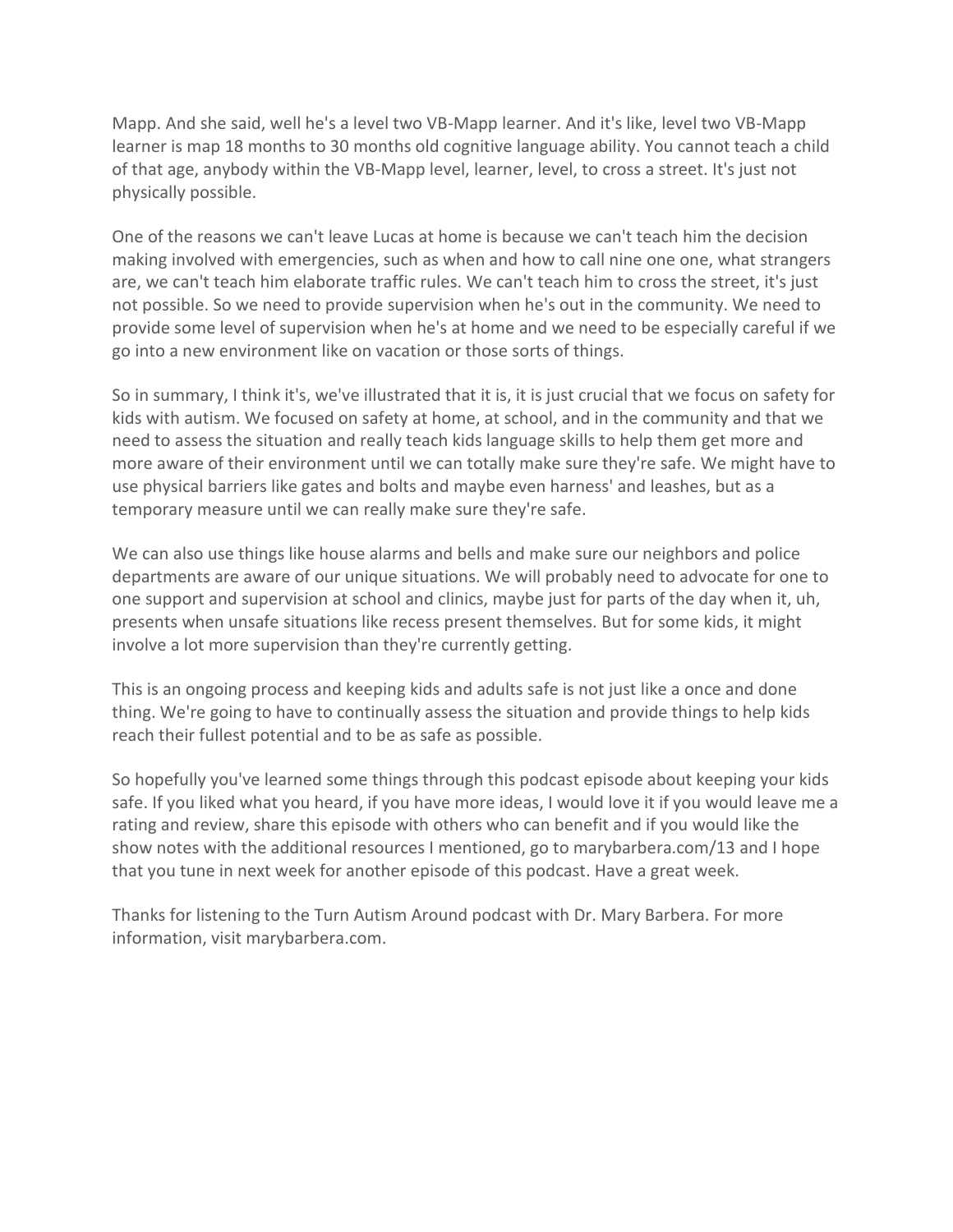Mapp. And she said, well he's a level two VB-Mapp learner. And it's like, level two VB-Mapp learner is map 18 months to 30 months old cognitive language ability. You cannot teach a child of that age, anybody within the VB-Mapp level, learner, level, to cross a street. It's just not physically possible.

One of the reasons we can't leave Lucas at home is because we can't teach him the decision making involved with emergencies, such as when and how to call nine one one, what strangers are, we can't teach him elaborate traffic rules. We can't teach him to cross the street, it's just not possible. So we need to provide supervision when he's out in the community. We need to provide some level of supervision when he's at home and we need to be especially careful if we go into a new environment like on vacation or those sorts of things.

So in summary, I think it's, we've illustrated that it is, it is just crucial that we focus on safety for kids with autism. We focused on safety at home, at school, and in the community and that we need to assess the situation and really teach kids language skills to help them get more and more aware of their environment until we can totally make sure they're safe. We might have to use physical barriers like gates and bolts and maybe even harness' and leashes, but as a temporary measure until we can really make sure they're safe.

We can also use things like house alarms and bells and make sure our neighbors and police departments are aware of our unique situations. We will probably need to advocate for one to one support and supervision at school and clinics, maybe just for parts of the day when it, uh, presents when unsafe situations like recess present themselves. But for some kids, it might involve a lot more supervision than they're currently getting.

This is an ongoing process and keeping kids and adults safe is not just like a once and done thing. We're going to have to continually assess the situation and provide things to help kids reach their fullest potential and to be as safe as possible.

So hopefully you've learned some things through this podcast episode about keeping your kids safe. If you liked what you heard, if you have more ideas, I would love it if you would leave me a rating and review, share this episode with others who can benefit and if you would like the show notes with the additional resources I mentioned, go to marybarbera.com/13 and I hope that you tune in next week for another episode of this podcast. Have a great week.

Thanks for listening to the Turn Autism Around podcast with Dr. Mary Barbera. For more information, visit marybarbera.com.